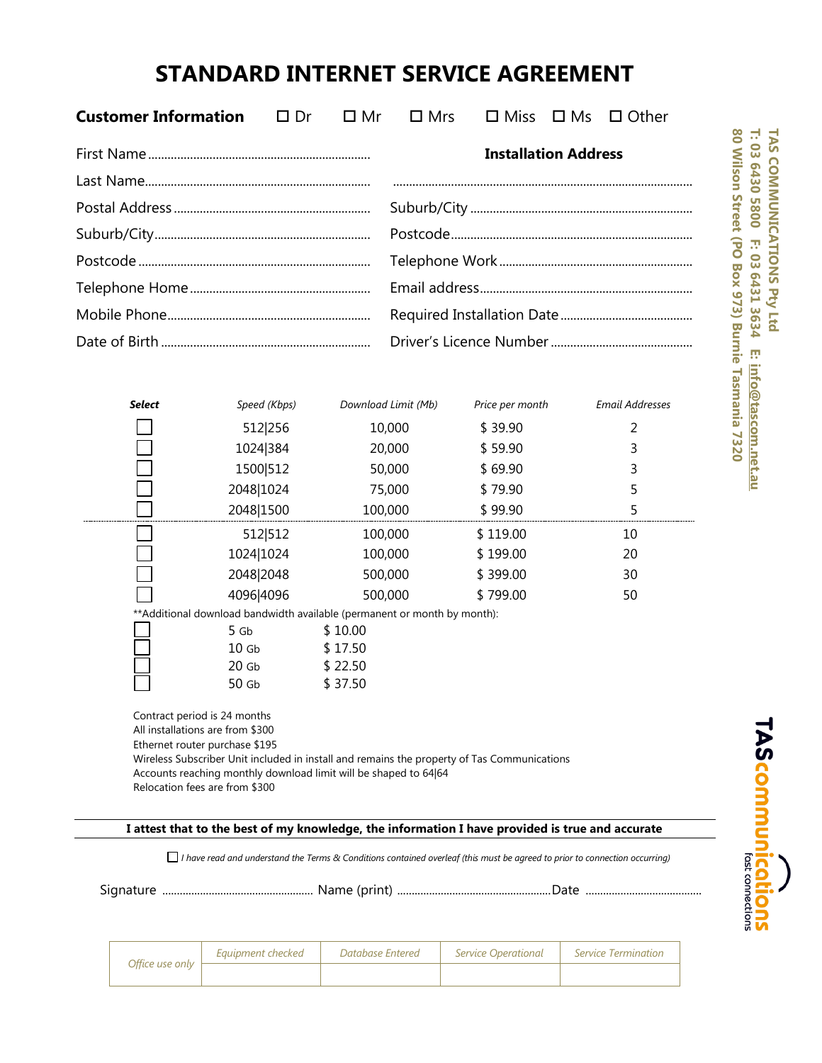# STANDARD INTERNET SERVICE AGREEMENT

**Customer Information** ☐ Dr ☐ Mr ☐ Mrs ☐ Miss ☐ Ms ☐ Other

First Name ..........................................................................

Last Name...........................................................................

Postal Address ....................................................................

Suburb/City.........................................................................

Postcode .............................................................................

Telephone Home ................................................................

Mobile Phone......................................................................

Date of Birth .......................................................................

**Installation Address**

..........................................................................................................

Suburb/City .......................................................................

Postcode.............................................................................

Telephone Work ................................................................

Email address.....................................................................

Required Installation Date .............................................

Driver's Licence Number ...............................................

| *Select* | *Speed (Kbps)* | *Download Limit (Mb)* | *Price per month* | *Email Addresses* |
|---|---|---|---|---|
| ☐ | 512\|256 | 10,000 | $ 39.90 | 2 |
| ☐ | 1024\|384 | 20,000 | $ 59.90 | 3 |
| ☐ | 1500\|512 | 50,000 | $ 69.90 | 3 |
| ☐ | 2048\|1024 | 75,000 | $ 79.90 | 5 |
| ☐ | 2048\|1500 | 100,000 | $ 99.90 | 5 |
| ☐ | 512\|512 | 100,000 | $ 119.00 | 10 |
| ☐ | 1024\|1024 | 100,000 | $ 199.00 | 20 |
| ☐ | 2048\|2048 | 500,000 | $ 399.00 | 30 |
| ☐ | 4096\|4096 | 500,000 | $ 799.00 | 50 |

**Additional download bandwidth available (permanent or month by month):

| | | |
|---|---|---|
| ☐ | 5 Gb | $ 10.00 |
| ☐ | 10 Gb | $ 17.50 |
| ☐ | 20 Gb | $ 22.50 |
| ☐ | 50 Gb | $ 37.50 |

Contract period is 24 months
All installations are from $300
Ethernet router purchase $195
Wireless Subscriber Unit included in install and remains the property of Tas Communications
Accounts reaching monthly download limit will be shaped to 64|64
Relocation fees are from $300

**I attest that to the best of my knowledge, the information I have provided is true and accurate**

☐ *I have read and understand the Terms & Conditions contained overleaf (this must be agreed to prior to connection occurring)*

Signature .................................................. Name (print) .................................................. Date ......................................

| *Office use only* | *Equipment checked* | *Database Entered* | *Service Operational* | *Service Termination* |
|---|---|---|---|---|
| | | | | |

**TAS COMMUNICATIONS Pty Ltd**
**T: 03 6430 5800 F: 03 6431 3634 E: info@tascom.net.au**
**80 Wilson Street (PO Box 973) Burnie Tasmania 7320**

TAScommunications fast connections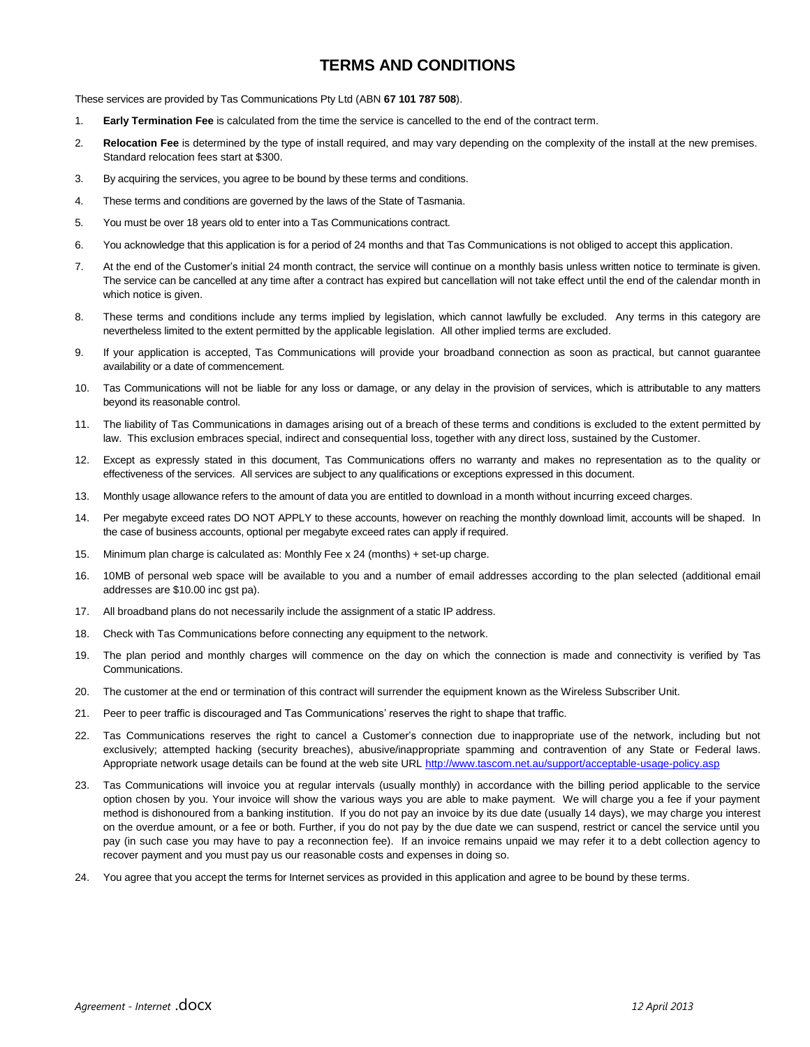# TERMS AND CONDITIONS

These services are provided by Tas Communications Pty Ltd (ABN **67 101 787 508**).

1. **Early Termination Fee** is calculated from the time the service is cancelled to the end of the contract term.
2. **Relocation Fee** is determined by the type of install required, and may vary depending on the complexity of the install at the new premises. Standard relocation fees start at $300.
3. By acquiring the services, you agree to be bound by these terms and conditions.
4. These terms and conditions are governed by the laws of the State of Tasmania.
5. You must be over 18 years old to enter into a Tas Communications contract.
6. You acknowledge that this application is for a period of 24 months and that Tas Communications is not obliged to accept this application.
7. At the end of the Customer's initial 24 month contract, the service will continue on a monthly basis unless written notice to terminate is given. The service can be cancelled at any time after a contract has expired but cancellation will not take effect until the end of the calendar month in which notice is given.
8. These terms and conditions include any terms implied by legislation, which cannot lawfully be excluded. Any terms in this category are nevertheless limited to the extent permitted by the applicable legislation. All other implied terms are excluded.
9. If your application is accepted, Tas Communications will provide your broadband connection as soon as practical, but cannot guarantee availability or a date of commencement.
10. Tas Communications will not be liable for any loss or damage, or any delay in the provision of services, which is attributable to any matters beyond its reasonable control.
11. The liability of Tas Communications in damages arising out of a breach of these terms and conditions is excluded to the extent permitted by law. This exclusion embraces special, indirect and consequential loss, together with any direct loss, sustained by the Customer.
12. Except as expressly stated in this document, Tas Communications offers no warranty and makes no representation as to the quality or effectiveness of the services. All services are subject to any qualifications or exceptions expressed in this document.
13. Monthly usage allowance refers to the amount of data you are entitled to download in a month without incurring exceed charges.
14. Per megabyte exceed rates DO NOT APPLY to these accounts, however on reaching the monthly download limit, accounts will be shaped. In the case of business accounts, optional per megabyte exceed rates can apply if required.
15. Minimum plan charge is calculated as: Monthly Fee x 24 (months) + set-up charge.
16. 10MB of personal web space will be available to you and a number of email addresses according to the plan selected (additional email addresses are $10.00 inc gst pa).
17. All broadband plans do not necessarily include the assignment of a static IP address.
18. Check with Tas Communications before connecting any equipment to the network.
19. The plan period and monthly charges will commence on the day on which the connection is made and connectivity is verified by Tas Communications.
20. The customer at the end or termination of this contract will surrender the equipment known as the Wireless Subscriber Unit.
21. Peer to peer traffic is discouraged and Tas Communications' reserves the right to shape that traffic.
22. Tas Communications reserves the right to cancel a Customer's connection due to inappropriate use of the network, including but not exclusively; attempted hacking (security breaches), abusive/inappropriate spamming and contravention of any State or Federal laws. Appropriate network usage details can be found at the web site URL http://www.tascom.net.au/support/acceptable-usage-policy.asp
23. Tas Communications will invoice you at regular intervals (usually monthly) in accordance with the billing period applicable to the service option chosen by you. Your invoice will show the various ways you are able to make payment. We will charge you a fee if your payment method is dishonoured from a banking institution. If you do not pay an invoice by its due date (usually 14 days), we may charge you interest on the overdue amount, or a fee or both. Further, if you do not pay by the due date we can suspend, restrict or cancel the service until you pay (in such case you may have to pay a reconnection fee). If an invoice remains unpaid we may refer it to a debt collection agency to recover payment and you must pay us our reasonable costs and expenses in doing so.
24. You agree that you accept the terms for Internet services as provided in this application and agree to be bound by these terms.